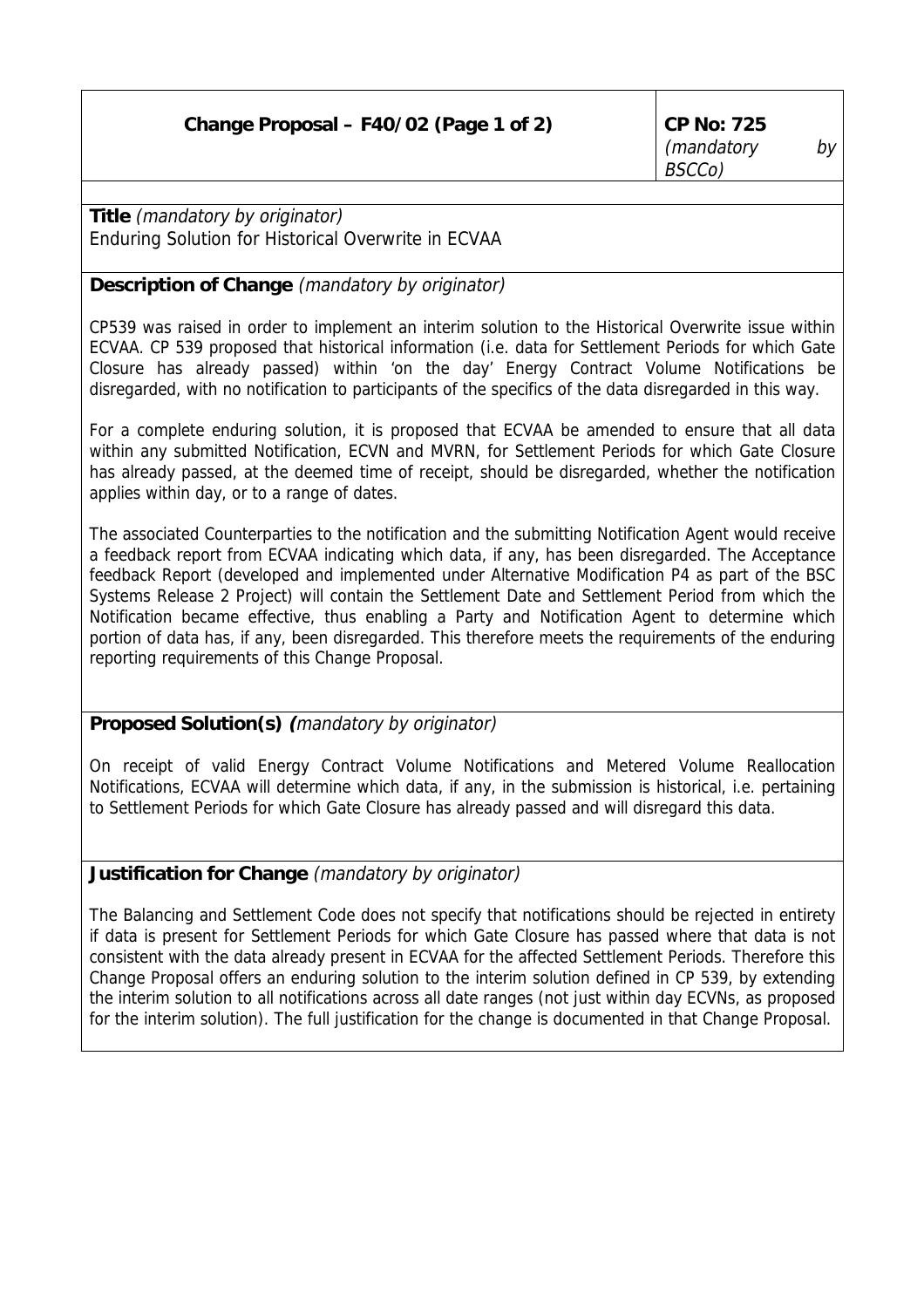| **Change Proposal – F40/02 (Page 1 of 2)** | **CP No: 725** *(mandatory by BSCCo)* |
|---|---|

**Title** *(mandatory by originator)*
Enduring Solution for Historical Overwrite in ECVAA

**Description of Change** *(mandatory by originator)*

CP539 was raised in order to implement an interim solution to the Historical Overwrite issue within ECVAA. CP 539 proposed that historical information (i.e. data for Settlement Periods for which Gate Closure has already passed) within 'on the day' Energy Contract Volume Notifications be disregarded, with no notification to participants of the specifics of the data disregarded in this way.

For a complete enduring solution, it is proposed that ECVAA be amended to ensure that all data within any submitted Notification, ECVN and MVRN, for Settlement Periods for which Gate Closure has already passed, at the deemed time of receipt, should be disregarded, whether the notification applies within day, or to a range of dates.

The associated Counterparties to the notification and the submitting Notification Agent would receive a feedback report from ECVAA indicating which data, if any, has been disregarded. The Acceptance feedback Report (developed and implemented under Alternative Modification P4 as part of the BSC Systems Release 2 Project) will contain the Settlement Date and Settlement Period from which the Notification became effective, thus enabling a Party and Notification Agent to determine which portion of data has, if any, been disregarded. This therefore meets the requirements of the enduring reporting requirements of this Change Proposal.

**Proposed Solution(s)** *(mandatory by originator)*

On receipt of valid Energy Contract Volume Notifications and Metered Volume Reallocation Notifications, ECVAA will determine which data, if any, in the submission is historical, i.e. pertaining to Settlement Periods for which Gate Closure has already passed and will disregard this data.

**Justification for Change** *(mandatory by originator)*

The Balancing and Settlement Code does not specify that notifications should be rejected in entirety if data is present for Settlement Periods for which Gate Closure has passed where that data is not consistent with the data already present in ECVAA for the affected Settlement Periods. Therefore this Change Proposal offers an enduring solution to the interim solution defined in CP 539, by extending the interim solution to all notifications across all date ranges (not just within day ECVNs, as proposed for the interim solution). The full justification for the change is documented in that Change Proposal.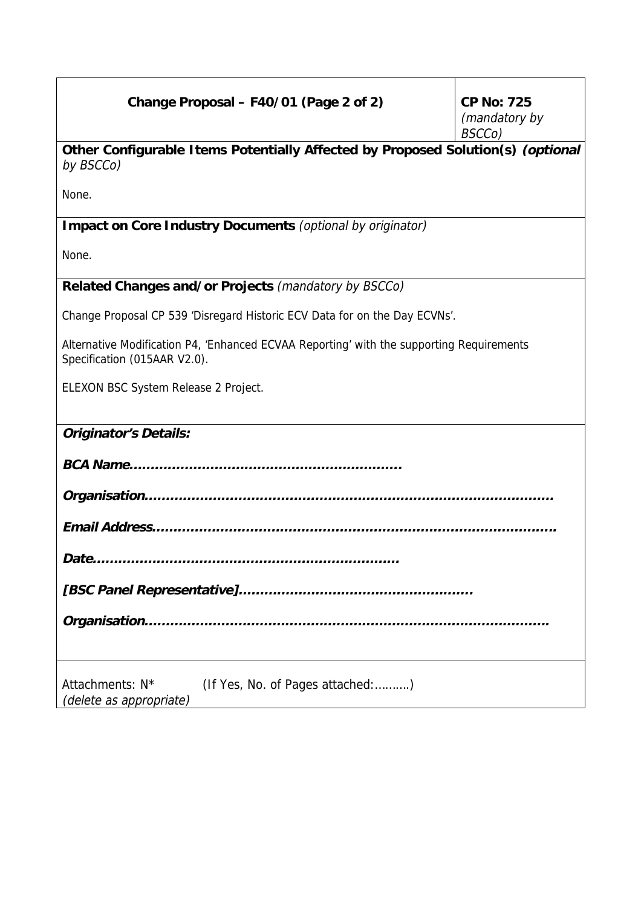| **Change Proposal – F40/01 (Page 2 of 2)** | **CP No: 725** *(mandatory by BSCCo)* |
| --- | --- |

**Other Configurable Items Potentially Affected by Proposed Solution(s)** ***(optional** by BSCCo)*

None.

**Impact on Core Industry Documents** *(optional by originator)*

None.

**Related Changes and/or Projects** *(mandatory by BSCCo)*

Change Proposal CP 539 'Disregard Historic ECV Data for on the Day ECVNs'.

Alternative Modification P4, 'Enhanced ECVAA Reporting' with the supporting Requirements Specification (015AAR V2.0).

ELEXON BSC System Release 2 Project.

***Originator's Details:***

***BCA Name……………………………………………………….***

***Organisation………………………………………………………………………………***

***Email Address………………………………………………………………………………***

***Date……………………………………………………………***

***[BSC Panel Representative]……………………………………………***

***Organisation………………………………………………………………………………***

Attachments: N* (If Yes, No. of Pages attached:……….)
*(delete as appropriate)*